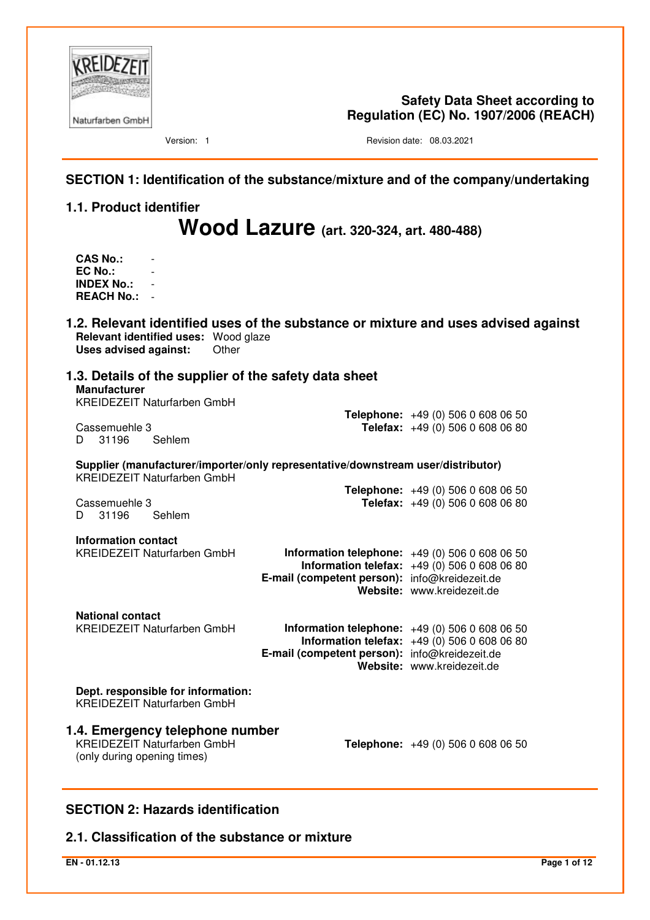KREIDEZEIT Naturfarben GmbH

**Safety Data Sheet according to Regulation (EC) No. 1907/2006 (REACH)**

Version: 1 Revision date: 08.03.2021

## SECTION 1: Identification of the substance/mixture and of the company/undertaking

### 1.1. Product identifier

# Wood Lazure (art. 320-324, art. 480-488)

**CAS No.:** -
**EC No.:** -
**INDEX No.:** -
**REACH No.:** -

### 1.2. Relevant identified uses of the substance or mixture and uses advised against

**Relevant identified uses:** Wood glaze
**Uses advised against:** Other

### 1.3. Details of the supplier of the safety data sheet

**Manufacturer**
KREIDEZEIT Naturfarben GmbH
Cassemuehle 3
D 31196 Sehlem

**Telephone:** +49 (0) 506 0 608 06 50
**Telefax:** +49 (0) 506 0 608 06 80

**Supplier (manufacturer/importer/only representative/downstream user/distributor)**
KREIDEZEIT Naturfarben GmbH
Cassemuehle 3
D 31196 Sehlem

**Telephone:** +49 (0) 506 0 608 06 50
**Telefax:** +49 (0) 506 0 608 06 80

**Information contact**
KREIDEZEIT Naturfarben GmbH

**Information telephone:** +49 (0) 506 0 608 06 50
**Information telefax:** +49 (0) 506 0 608 06 80
**E-mail (competent person):** info@kreidezeit.de
**Website:** www.kreidezeit.de

**National contact**
KREIDEZEIT Naturfarben GmbH

**Information telephone:** +49 (0) 506 0 608 06 50
**Information telefax:** +49 (0) 506 0 608 06 80
**E-mail (competent person):** info@kreidezeit.de
**Website:** www.kreidezeit.de

**Dept. responsible for information:**
KREIDEZEIT Naturfarben GmbH

### 1.4. Emergency telephone number

KREIDEZEIT Naturfarben GmbH
(only during opening times)

**Telephone:** +49 (0) 506 0 608 06 50

## SECTION 2: Hazards identification

### 2.1. Classification of the substance or mixture

EN - 01.12.13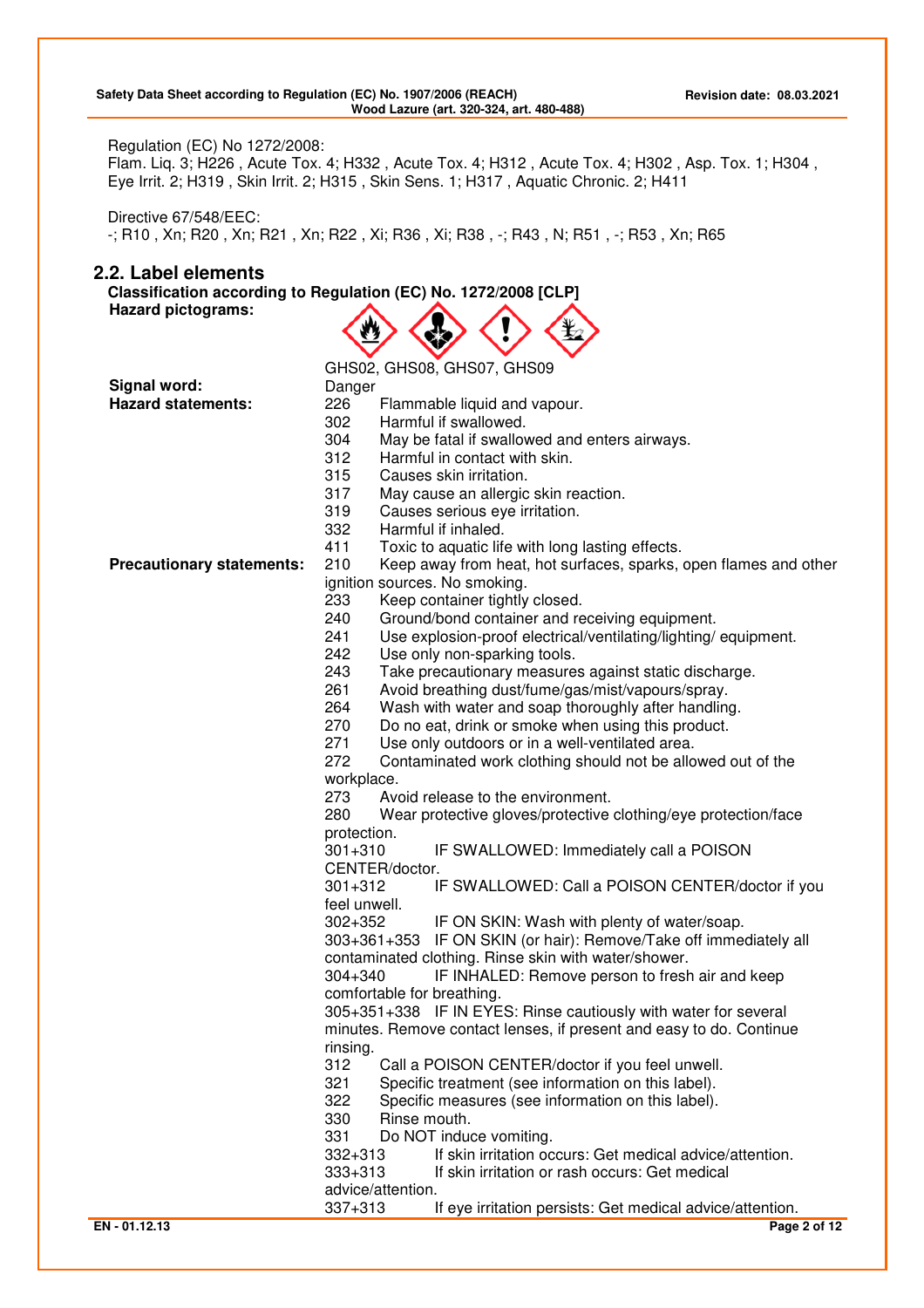Regulation (EC) No 1272/2008:
Flam. Liq. 3; H226 , Acute Tox. 4; H332 , Acute Tox. 4; H312 , Acute Tox. 4; H302 , Asp. Tox. 1; H304 , Eye Irrit. 2; H319 , Skin Irrit. 2; H315 , Skin Sens. 1; H317 , Aquatic Chronic. 2; H411

Directive 67/548/EEC:
-; R10 , Xn; R20 , Xn; R21 , Xn; R22 , Xi; R36 , Xi; R38 , -; R43 , N; R51 , -; R53 , Xn; R65

## 2.2. Label elements

**Classification according to Regulation (EC) No. 1272/2008 [CLP]**

**Hazard pictograms:**

GHS02, GHS08, GHS07, GHS09

**Signal word:** Danger

**Hazard statements:**

226 Flammable liquid and vapour.
302 Harmful if swallowed.
304 May be fatal if swallowed and enters airways.
312 Harmful in contact with skin.
315 Causes skin irritation.
317 May cause an allergic skin reaction.
319 Causes serious eye irritation.
332 Harmful if inhaled.
411 Toxic to aquatic life with long lasting effects.

**Precautionary statements:**

210 Keep away from heat, hot surfaces, sparks, open flames and other ignition sources. No smoking.
233 Keep container tightly closed.
240 Ground/bond container and receiving equipment.
241 Use explosion-proof electrical/ventilating/lighting/ equipment.
242 Use only non-sparking tools.
243 Take precautionary measures against static discharge.
261 Avoid breathing dust/fume/gas/mist/vapours/spray.
264 Wash with water and soap thoroughly after handling.
270 Do no eat, drink or smoke when using this product.
271 Use only outdoors or in a well-ventilated area.
272 Contaminated work clothing should not be allowed out of the workplace.
273 Avoid release to the environment.
280 Wear protective gloves/protective clothing/eye protection/face protection.
301+310 IF SWALLOWED: Immediately call a POISON CENTER/doctor.
301+312 IF SWALLOWED: Call a POISON CENTER/doctor if you feel unwell.
302+352 IF ON SKIN: Wash with plenty of water/soap.
303+361+353 IF ON SKIN (or hair): Remove/Take off immediately all contaminated clothing. Rinse skin with water/shower.
304+340 IF INHALED: Remove person to fresh air and keep comfortable for breathing.
305+351+338 IF IN EYES: Rinse cautiously with water for several minutes. Remove contact lenses, if present and easy to do. Continue rinsing.
312 Call a POISON CENTER/doctor if you feel unwell.
321 Specific treatment (see information on this label).
322 Specific measures (see information on this label).
330 Rinse mouth.
331 Do NOT induce vomiting.
332+313 If skin irritation occurs: Get medical advice/attention.
333+313 If skin irritation or rash occurs: Get medical advice/attention.
337+313 If eye irritation persists: Get medical advice/attention.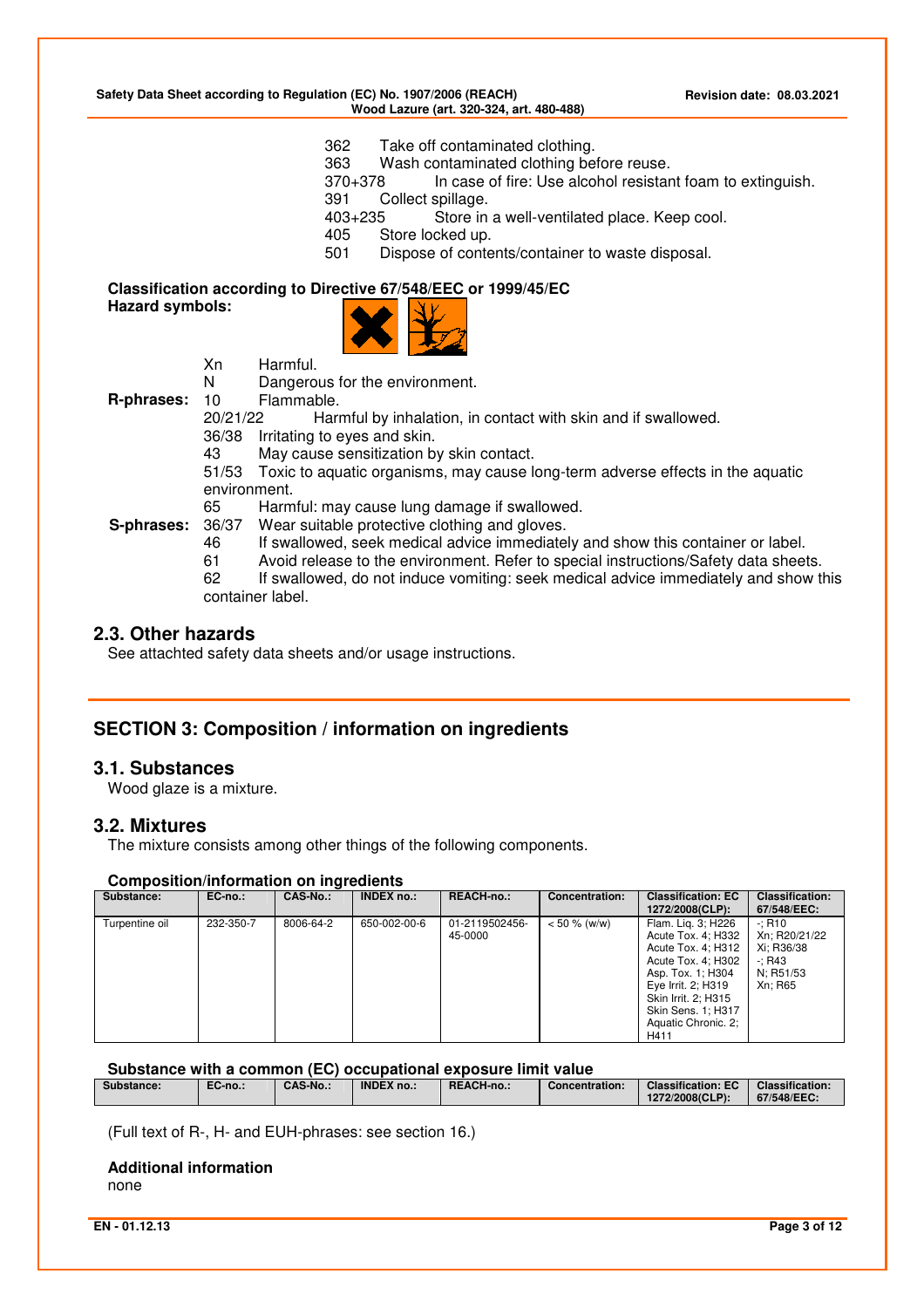362 Take off contaminated clothing.
363 Wash contaminated clothing before reuse.
370+378 In case of fire: Use alcohol resistant foam to extinguish.
391 Collect spillage.
403+235 Store in a well-ventilated place. Keep cool.
405 Store locked up.
501 Dispose of contents/container to waste disposal.

**Classification according to Directive 67/548/EEC or 1999/45/EC**

**Hazard symbols:**

Xn Harmful.
N Dangerous for the environment.

**R-phrases:**
10 Flammable.
20/21/22 Harmful by inhalation, in contact with skin and if swallowed.
36/38 Irritating to eyes and skin.
43 May cause sensitization by skin contact.
51/53 Toxic to aquatic organisms, may cause long-term adverse effects in the aquatic environment.
65 Harmful: may cause lung damage if swallowed.

**S-phrases:**
36/37 Wear suitable protective clothing and gloves.
46 If swallowed, seek medical advice immediately and show this container or label.
61 Avoid release to the environment. Refer to special instructions/Safety data sheets.
62 If swallowed, do not induce vomiting: seek medical advice immediately and show this container label.

## 2.3. Other hazards

See attachted safety data sheets and/or usage instructions.

# SECTION 3: Composition / information on ingredients

## 3.1. Substances

Wood glaze is a mixture.

## 3.2. Mixtures

The mixture consists among other things of the following components.

**Composition/information on ingredients**

| Substance: | EC-no.: | CAS-No.: | INDEX no.: | REACH-no.: | Concentration: | Classification: EC 1272/2008(CLP): | Classification: 67/548/EEC: |
|---|---|---|---|---|---|---|---|
| Turpentine oil | 232-350-7 | 8006-64-2 | 650-002-00-6 | 01-2119502456-45-0000 | < 50 % (w/w) | Flam. Liq. 3; H226 Acute Tox. 4; H332 Acute Tox. 4; H312 Acute Tox. 4; H302 Asp. Tox. 1; H304 Eye Irrit. 2; H319 Skin Irrit. 2; H315 Skin Sens. 1; H317 Aquatic Chronic. 2; H411 | -; R10 Xn; R20/21/22 Xi; R36/38 -; R43 N; R51/53 Xn; R65 |

**Substance with a common (EC) occupational exposure limit value**

| Substance: | EC-no.: | CAS-No.: | INDEX no.: | REACH-no.: | Concentration: | Classification: EC 1272/2008(CLP): | Classification: 67/548/EEC: |
|---|---|---|---|---|---|---|---|

(Full text of R-, H- and EUH-phrases: see section 16.)

**Additional information**

none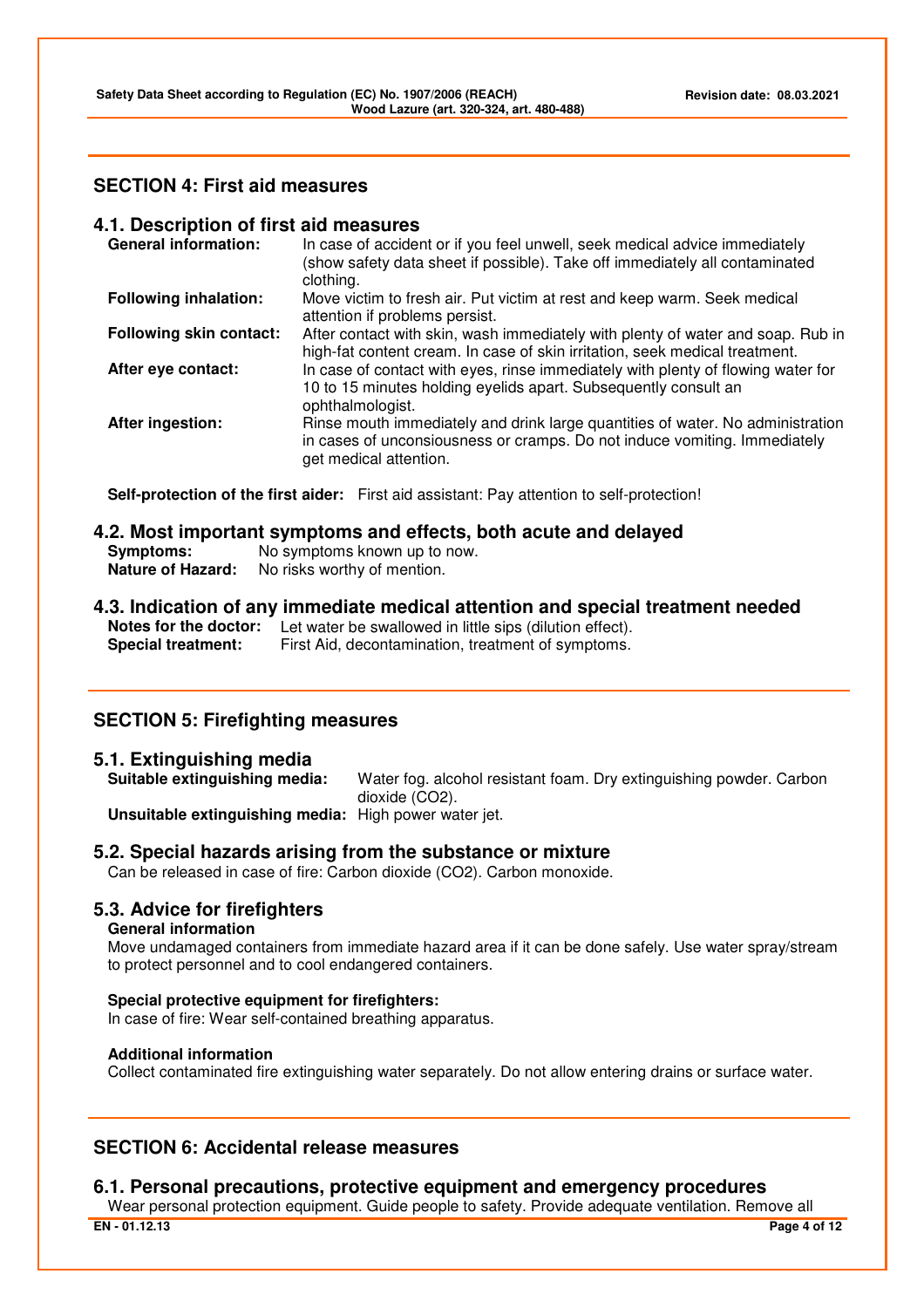## SECTION 4: First aid measures

### 4.1. Description of first aid measures

**General information:** In case of accident or if you feel unwell, seek medical advice immediately (show safety data sheet if possible). Take off immediately all contaminated clothing.

**Following inhalation:** Move victim to fresh air. Put victim at rest and keep warm. Seek medical attention if problems persist.

**Following skin contact:** After contact with skin, wash immediately with plenty of water and soap. Rub in high-fat content cream. In case of skin irritation, seek medical treatment.

**After eye contact:** In case of contact with eyes, rinse immediately with plenty of flowing water for 10 to 15 minutes holding eyelids apart. Subsequently consult an ophthalmologist.

**After ingestion:** Rinse mouth immediately and drink large quantities of water. No administration in cases of unconsiousness or cramps. Do not induce vomiting. Immediately get medical attention.

**Self-protection of the first aider:** First aid assistant: Pay attention to self-protection!

### 4.2. Most important symptoms and effects, both acute and delayed

**Symptoms:** No symptoms known up to now.

**Nature of Hazard:** No risks worthy of mention.

### 4.3. Indication of any immediate medical attention and special treatment needed

**Notes for the doctor:** Let water be swallowed in little sips (dilution effect).

**Special treatment:** First Aid, decontamination, treatment of symptoms.

## SECTION 5: Firefighting measures

### 5.1. Extinguishing media

**Suitable extinguishing media:** Water fog. alcohol resistant foam. Dry extinguishing powder. Carbon dioxide ($CO_2$).

**Unsuitable extinguishing media:** High power water jet.

### 5.2. Special hazards arising from the substance or mixture

Can be released in case of fire: Carbon dioxide ($CO_2$). Carbon monoxide.

### 5.3. Advice for firefighters

**General information**

Move undamaged containers from immediate hazard area if it can be done safely. Use water spray/stream to protect personnel and to cool endangered containers.

**Special protective equipment for firefighters:**

In case of fire: Wear self-contained breathing apparatus.

**Additional information**

Collect contaminated fire extinguishing water separately. Do not allow entering drains or surface water.

## SECTION 6: Accidental release measures

### 6.1. Personal precautions, protective equipment and emergency procedures

Wear personal protection equipment. Guide people to safety. Provide adequate ventilation. Remove all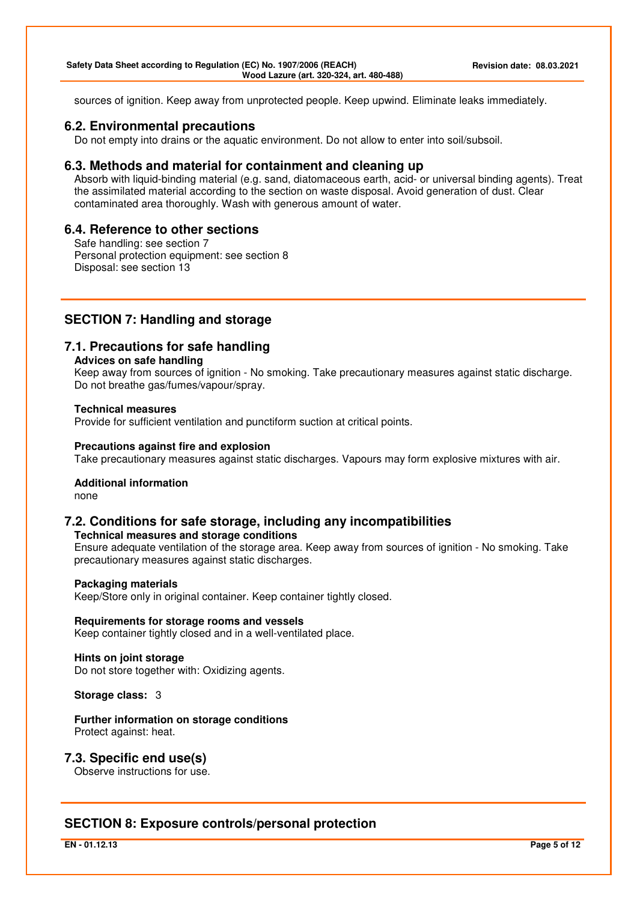sources of ignition. Keep away from unprotected people. Keep upwind. Eliminate leaks immediately.

### 6.2. Environmental precautions

Do not empty into drains or the aquatic environment. Do not allow to enter into soil/subsoil.

### 6.3. Methods and material for containment and cleaning up

Absorb with liquid-binding material (e.g. sand, diatomaceous earth, acid- or universal binding agents). Treat the assimilated material according to the section on waste disposal. Avoid generation of dust. Clear contaminated area thoroughly. Wash with generous amount of water.

### 6.4. Reference to other sections

Safe handling: see section 7
Personal protection equipment: see section 8
Disposal: see section 13

## SECTION 7: Handling and storage

### 7.1. Precautions for safe handling

**Advices on safe handling**

Keep away from sources of ignition - No smoking. Take precautionary measures against static discharge. Do not breathe gas/fumes/vapour/spray.

**Technical measures**

Provide for sufficient ventilation and punctiform suction at critical points.

**Precautions against fire and explosion**

Take precautionary measures against static discharges. Vapours may form explosive mixtures with air.

**Additional information**

none

### 7.2. Conditions for safe storage, including any incompatibilities

**Technical measures and storage conditions**

Ensure adequate ventilation of the storage area. Keep away from sources of ignition - No smoking. Take precautionary measures against static discharges.

**Packaging materials**

Keep/Store only in original container. Keep container tightly closed.

**Requirements for storage rooms and vessels**

Keep container tightly closed and in a well-ventilated place.

**Hints on joint storage**

Do not store together with: Oxidizing agents.

**Storage class:** 3

**Further information on storage conditions**

Protect against: heat.

### 7.3. Specific end use(s)

Observe instructions for use.

## SECTION 8: Exposure controls/personal protection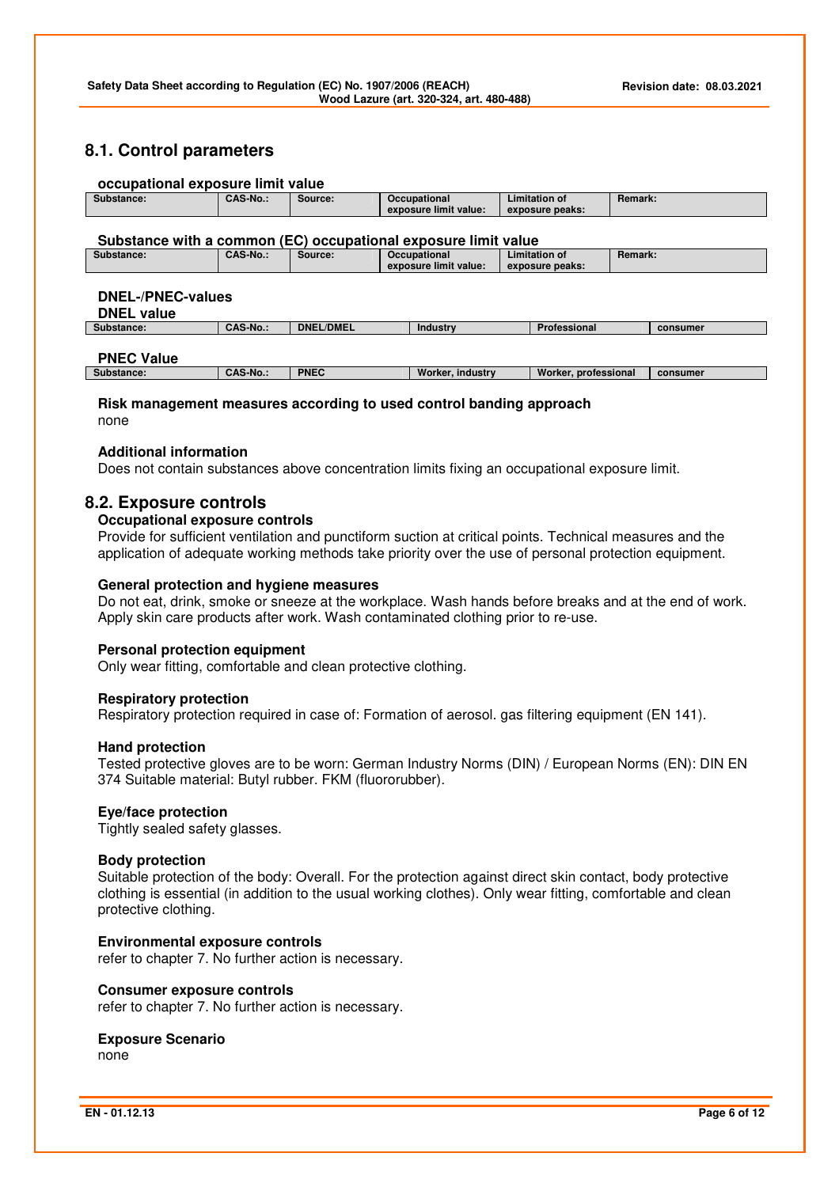## 8.1. Control parameters

### occupational exposure limit value

| Substance: | CAS-No.: | Source: | Occupational exposure limit value: | Limitation of exposure peaks: | Remark: |
|---|---|---|---|---|---|

### Substance with a common (EC) occupational exposure limit value

| Substance: | CAS-No.: | Source: | Occupational exposure limit value: | Limitation of exposure peaks: | Remark: |
|---|---|---|---|---|---|

### DNEL-/PNEC-values

**DNEL value**

| Substance: | CAS-No.: | DNEL/DMEL | Industry | Professional | consumer |
|---|---|---|---|---|---|

**PNEC Value**

| Substance: | CAS-No.: | PNEC | Worker, industry | Worker, professional | consumer |
|---|---|---|---|---|---|

### Risk management measures according to used control banding approach

none

### Additional information

Does not contain substances above concentration limits fixing an occupational exposure limit.

## 8.2. Exposure controls

### Occupational exposure controls

Provide for sufficient ventilation and punctiform suction at critical points. Technical measures and the application of adequate working methods take priority over the use of personal protection equipment.

### General protection and hygiene measures

Do not eat, drink, smoke or sneeze at the workplace. Wash hands before breaks and at the end of work. Apply skin care products after work. Wash contaminated clothing prior to re-use.

### Personal protection equipment

Only wear fitting, comfortable and clean protective clothing.

### Respiratory protection

Respiratory protection required in case of: Formation of aerosol. gas filtering equipment (EN 141).

### Hand protection

Tested protective gloves are to be worn: German Industry Norms (DIN) / European Norms (EN): DIN EN 374 Suitable material: Butyl rubber. FKM (fluororubber).

### Eye/face protection

Tightly sealed safety glasses.

### Body protection

Suitable protection of the body: Overall. For the protection against direct skin contact, body protective clothing is essential (in addition to the usual working clothes). Only wear fitting, comfortable and clean protective clothing.

### Environmental exposure controls

refer to chapter 7. No further action is necessary.

### Consumer exposure controls

refer to chapter 7. No further action is necessary.

### Exposure Scenario

none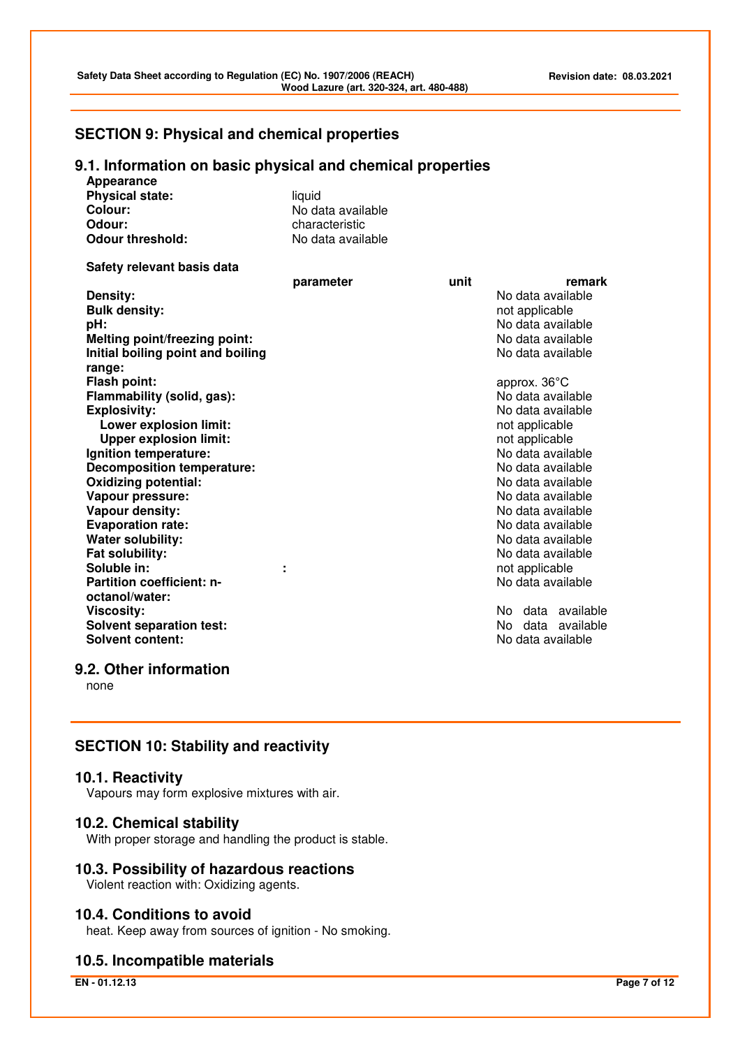## SECTION 9: Physical and chemical properties

### 9.1. Information on basic physical and chemical properties

**Appearance**

| | |
|---|---|
| **Physical state:** | liquid |
| **Colour:** | No data available |
| **Odour:** | characteristic |
| **Odour threshold:** | No data available |

**Safety relevant basis data**

| | parameter | unit | remark |
|---|---|---|---|
| **Density:** | | | No data available |
| **Bulk density:** | | | not applicable |
| **pH:** | | | No data available |
| **Melting point/freezing point:** | | | No data available |
| **Initial boiling point and boiling range:** | | | No data available |
| **Flash point:** | | | approx. 36°C |
| **Flammability (solid, gas):** | | | No data available |
| **Explosivity:** | | | No data available |
| **Lower explosion limit:** | | | not applicable |
| **Upper explosion limit:** | | | not applicable |
| **Ignition temperature:** | | | No data available |
| **Decomposition temperature:** | | | No data available |
| **Oxidizing potential:** | | | No data available |
| **Vapour pressure:** | | | No data available |
| **Vapour density:** | | | No data available |
| **Evaporation rate:** | | | No data available |
| **Water solubility:** | | | No data available |
| **Fat solubility:** | | | No data available |
| **Soluble in:** | : | | not applicable |
| **Partition coefficient: n-octanol/water:** | | | No data available |
| **Viscosity:** | | | No data available |
| **Solvent separation test:** | | | No data available |
| **Solvent content:** | | | No data available |

### 9.2. Other information

none

## SECTION 10: Stability and reactivity

### 10.1. Reactivity

Vapours may form explosive mixtures with air.

### 10.2. Chemical stability

With proper storage and handling the product is stable.

### 10.3. Possibility of hazardous reactions

Violent reaction with: Oxidizing agents.

### 10.4. Conditions to avoid

heat. Keep away from sources of ignition - No smoking.

### 10.5. Incompatible materials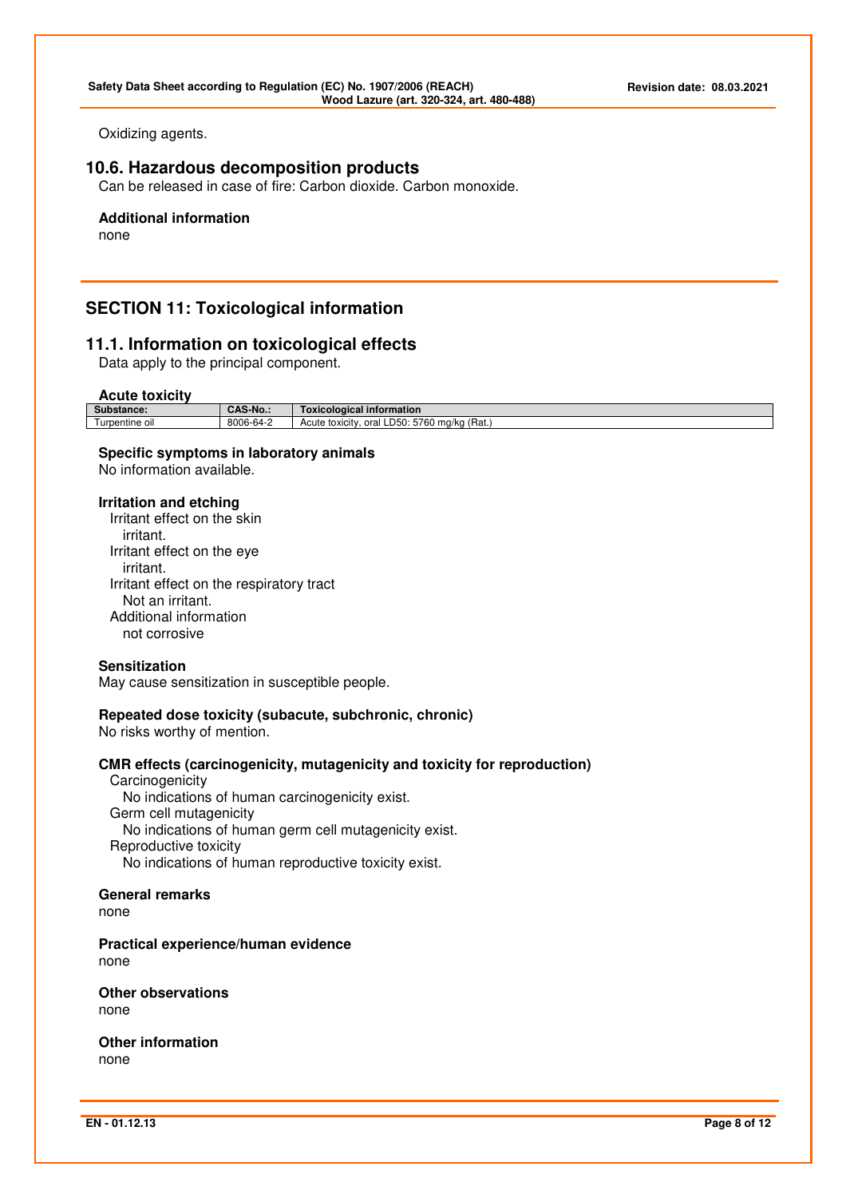Oxidizing agents.

## 10.6. Hazardous decomposition products

Can be released in case of fire: Carbon dioxide. Carbon monoxide.

**Additional information**

none

# SECTION 11: Toxicological information

## 11.1. Information on toxicological effects

Data apply to the principal component.

**Acute toxicity**

| Substance: | CAS-No.: | Toxicological information |
|---|---|---|
| Turpentine oil | 8006-64-2 | Acute toxicity, oral LD50: 5760 mg/kg (Rat.) |

**Specific symptoms in laboratory animals**

No information available.

**Irritation and etching**

Irritant effect on the skin
irritant.
Irritant effect on the eye
irritant.
Irritant effect on the respiratory tract
Not an irritant.
Additional information
not corrosive

**Sensitization**

May cause sensitization in susceptible people.

**Repeated dose toxicity (subacute, subchronic, chronic)**

No risks worthy of mention.

**CMR effects (carcinogenicity, mutagenicity and toxicity for reproduction)**

Carcinogenicity
No indications of human carcinogenicity exist.
Germ cell mutagenicity
No indications of human germ cell mutagenicity exist.
Reproductive toxicity
No indications of human reproductive toxicity exist.

**General remarks**

none

**Practical experience/human evidence**

none

**Other observations**

none

**Other information**

none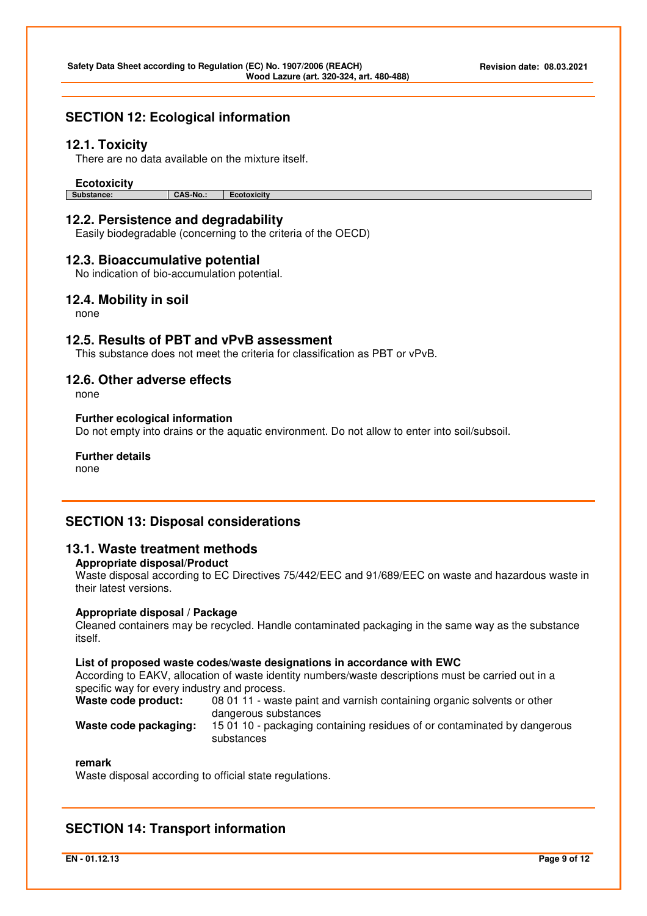## SECTION 12: Ecological information

### 12.1. Toxicity

There are no data available on the mixture itself.

**Ecotoxicity**

| Substance: | CAS-No.: | Ecotoxicity |
|---|---|---|

### 12.2. Persistence and degradability

Easily biodegradable (concerning to the criteria of the OECD)

### 12.3. Bioaccumulative potential

No indication of bio-accumulation potential.

### 12.4. Mobility in soil

none

### 12.5. Results of PBT and vPvB assessment

This substance does not meet the criteria for classification as PBT or vPvB.

### 12.6. Other adverse effects

none

**Further ecological information**

Do not empty into drains or the aquatic environment. Do not allow to enter into soil/subsoil.

**Further details**

none

## SECTION 13: Disposal considerations

### 13.1. Waste treatment methods

**Appropriate disposal/Product**

Waste disposal according to EC Directives 75/442/EEC and 91/689/EEC on waste and hazardous waste in their latest versions.

**Appropriate disposal / Package**

Cleaned containers may be recycled. Handle contaminated packaging in the same way as the substance itself.

**List of proposed waste codes/waste designations in accordance with EWC**

According to EAKV, allocation of waste identity numbers/waste descriptions must be carried out in a specific way for every industry and process.

**Waste code product:** 08 01 11 - waste paint and varnish containing organic solvents or other dangerous substances

**Waste code packaging:** 15 01 10 - packaging containing residues of or contaminated by dangerous substances

**remark**

Waste disposal according to official state regulations.

## SECTION 14: Transport information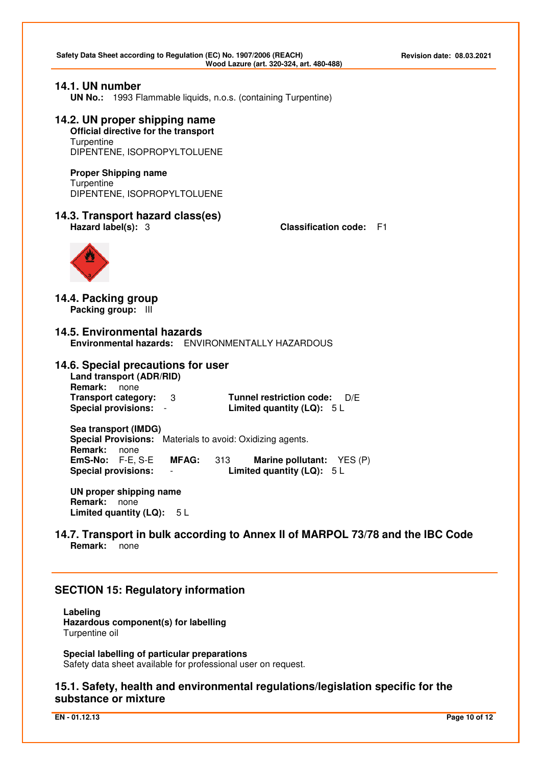## 14.1. UN number

**UN No.:** 1993 Flammable liquids, n.o.s. (containing Turpentine)

## 14.2. UN proper shipping name

**Official directive for the transport**
Turpentine
DIPENTENE, ISOPROPYLTOLUENE

**Proper Shipping name**
Turpentine
DIPENTENE, ISOPROPYLTOLUENE

## 14.3. Transport hazard class(es)

**Hazard label(s):** 3 **Classification code:** F1

## 14.4. Packing group

**Packing group:** III

## 14.5. Environmental hazards

**Environmental hazards:** ENVIRONMENTALLY HAZARDOUS

## 14.6. Special precautions for user

**Land transport (ADR/RID)**
**Remark:** none
**Transport category:** 3 **Tunnel restriction code:** D/E
**Special provisions:** - **Limited quantity (LQ):** 5 L

**Sea transport (IMDG)**
**Special Provisions:** Materials to avoid: Oxidizing agents.
**Remark:** none
**EmS-No:** F-E, S-E **MFAG:** 313 **Marine pollutant:** YES (P)
**Special provisions:** - **Limited quantity (LQ):** 5 L

**UN proper shipping name**
**Remark:** none
**Limited quantity (LQ):** 5 L

## 14.7. Transport in bulk according to Annex II of MARPOL 73/78 and the IBC Code

**Remark:** none

# SECTION 15: Regulatory information

**Labeling**
**Hazardous component(s) for labelling**
Turpentine oil

**Special labelling of particular preparations**
Safety data sheet available for professional user on request.

## 15.1. Safety, health and environmental regulations/legislation specific for the substance or mixture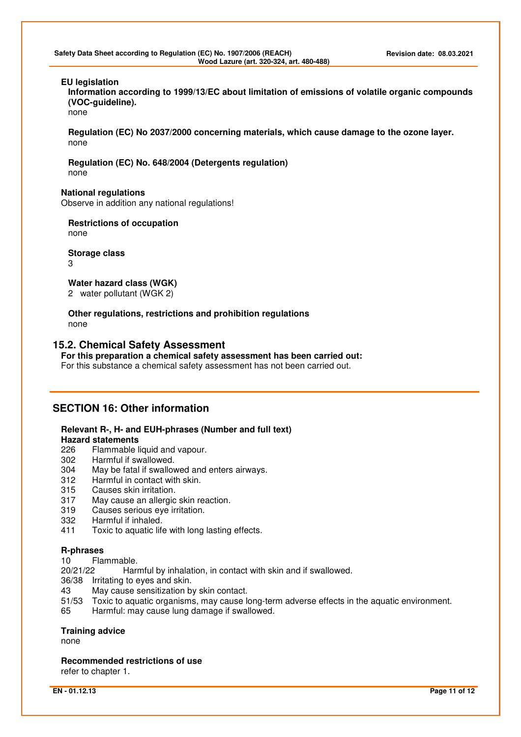**EU legislation**

**Information according to 1999/13/EC about limitation of emissions of volatile organic compounds (VOC-guideline).**

none

**Regulation (EC) No 2037/2000 concerning materials, which cause damage to the ozone layer.**

none

**Regulation (EC) No. 648/2004 (Detergents regulation)**

none

**National regulations**

Observe in addition any national regulations!

**Restrictions of occupation**

none

**Storage class**

3

**Water hazard class (WGK)**

2 water pollutant (WGK 2)

**Other regulations, restrictions and prohibition regulations**

none

### 15.2. Chemical Safety Assessment

**For this preparation a chemical safety assessment has been carried out:**

For this substance a chemical safety assessment has not been carried out.

## SECTION 16: Other information

**Relevant R-, H- and EUH-phrases (Number and full text)**

**Hazard statements**

| | |
|---|---|
| 226 | Flammable liquid and vapour. |
| 302 | Harmful if swallowed. |
| 304 | May be fatal if swallowed and enters airways. |
| 312 | Harmful in contact with skin. |
| 315 | Causes skin irritation. |
| 317 | May cause an allergic skin reaction. |
| 319 | Causes serious eye irritation. |
| 332 | Harmful if inhaled. |
| 411 | Toxic to aquatic life with long lasting effects. |

**R-phrases**

| | |
|---|---|
| 10 | Flammable. |
| 20/21/22 | Harmful by inhalation, in contact with skin and if swallowed. |
| 36/38 | Irritating to eyes and skin. |
| 43 | May cause sensitization by skin contact. |
| 51/53 | Toxic to aquatic organisms, may cause long-term adverse effects in the aquatic environment. |
| 65 | Harmful: may cause lung damage if swallowed. |

**Training advice**

none

**Recommended restrictions of use**

refer to chapter 1.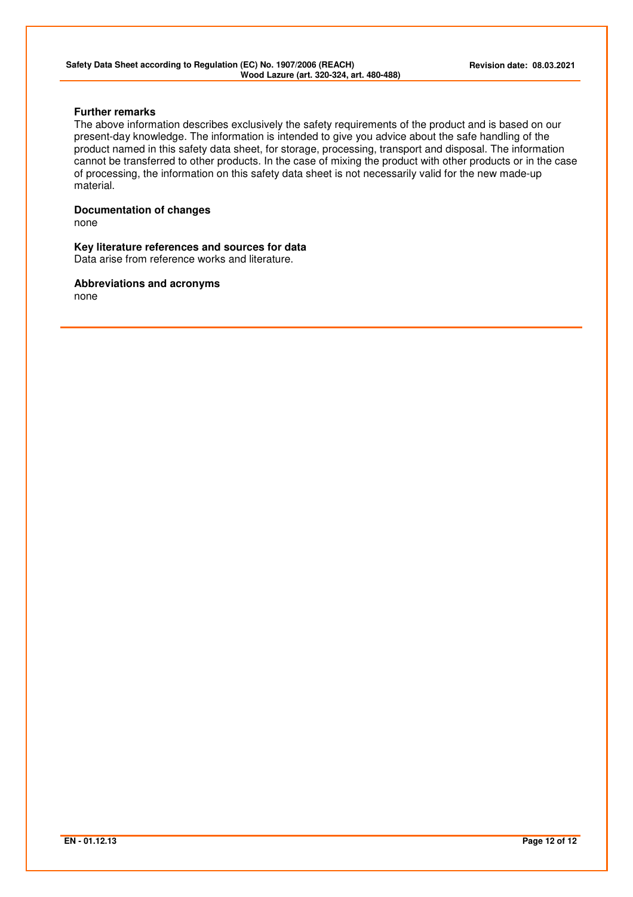**Further remarks**

The above information describes exclusively the safety requirements of the product and is based on our present-day knowledge. The information is intended to give you advice about the safe handling of the product named in this safety data sheet, for storage, processing, transport and disposal. The information cannot be transferred to other products. In the case of mixing the product with other products or in the case of processing, the information on this safety data sheet is not necessarily valid for the new made-up material.

**Documentation of changes**

none

**Key literature references and sources for data**

Data arise from reference works and literature.

**Abbreviations and acronyms**

none